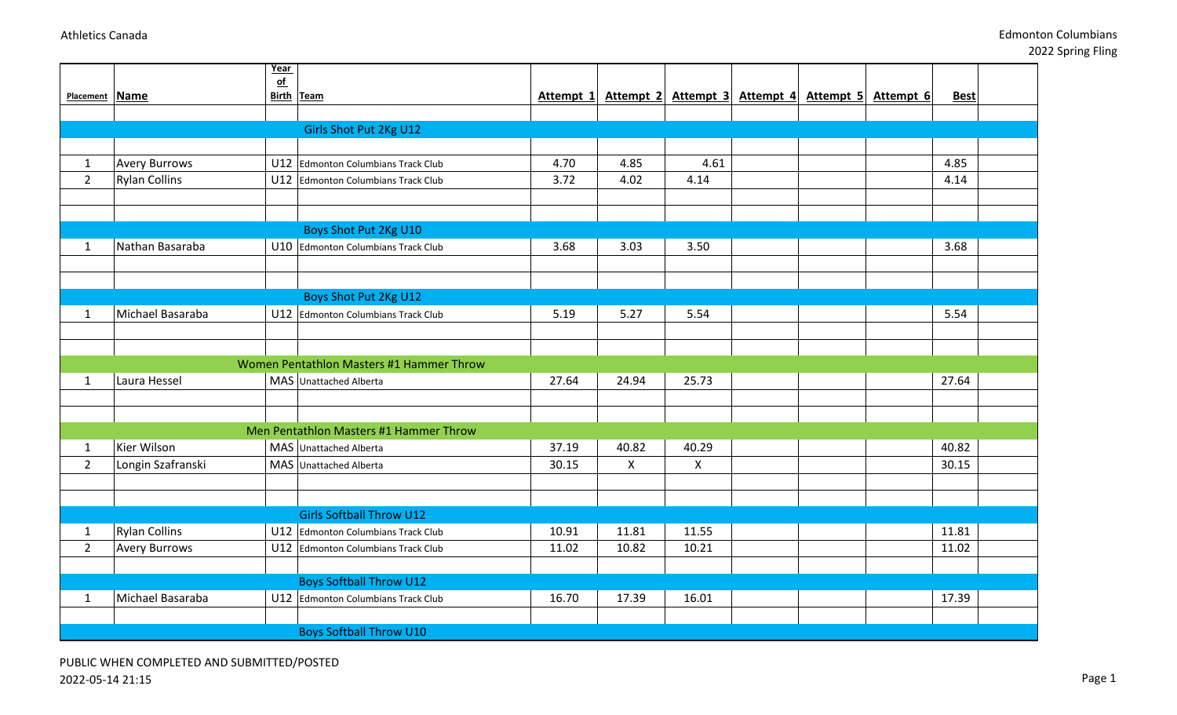Athletics Canada

Edmonton Columbians
2022 Spring Fling

| Placement | Name | Year of Birth | Team | Attempt 1 | Attempt 2 | Attempt 3 | Attempt 4 | Attempt 5 | Attempt 6 | Best | |
|---|---|---|---|---|---|---|---|---|---|---|---|
| | | | **Girls Shot Put 2Kg U12** | | | | | | | | |
| 1 | Avery Burrows | U12 | Edmonton Columbians Track Club | 4.70 | 4.85 | 4.61 | | | | 4.85 | |
| 2 | Rylan Collins | U12 | Edmonton Columbians Track Club | 3.72 | 4.02 | 4.14 | | | | 4.14 | |
| | | | **Boys Shot Put 2Kg U10** | | | | | | | | |
| 1 | Nathan Basaraba | U10 | Edmonton Columbians Track Club | 3.68 | 3.03 | 3.50 | | | | 3.68 | |
| | | | **Boys Shot Put 2Kg U12** | | | | | | | | |
| 1 | Michael Basaraba | U12 | Edmonton Columbians Track Club | 5.19 | 5.27 | 5.54 | | | | 5.54 | |
| | | | **Women Pentathlon Masters #1 Hammer Throw** | | | | | | | | |
| 1 | Laura Hessel | MAS | Unattached Alberta | 27.64 | 24.94 | 25.73 | | | | 27.64 | |
| | | | **Men Pentathlon Masters #1 Hammer Throw** | | | | | | | | |
| 1 | Kier Wilson | MAS | Unattached Alberta | 37.19 | 40.82 | 40.29 | | | | 40.82 | |
| 2 | Longin Szafranski | MAS | Unattached Alberta | 30.15 | X | X | | | | 30.15 | |
| | | | **Girls Softball Throw U12** | | | | | | | | |
| 1 | Rylan Collins | U12 | Edmonton Columbians Track Club | 10.91 | 11.81 | 11.55 | | | | 11.81 | |
| 2 | Avery Burrows | U12 | Edmonton Columbians Track Club | 11.02 | 10.82 | 10.21 | | | | 11.02 | |
| | | | **Boys Softball Throw U12** | | | | | | | | |
| 1 | Michael Basaraba | U12 | Edmonton Columbians Track Club | 16.70 | 17.39 | 16.01 | | | | 17.39 | |
| | | | **Boys Softball Throw U10** | | | | | | | | |

PUBLIC WHEN COMPLETED AND SUBMITTED/POSTED
2022-05-14 21:15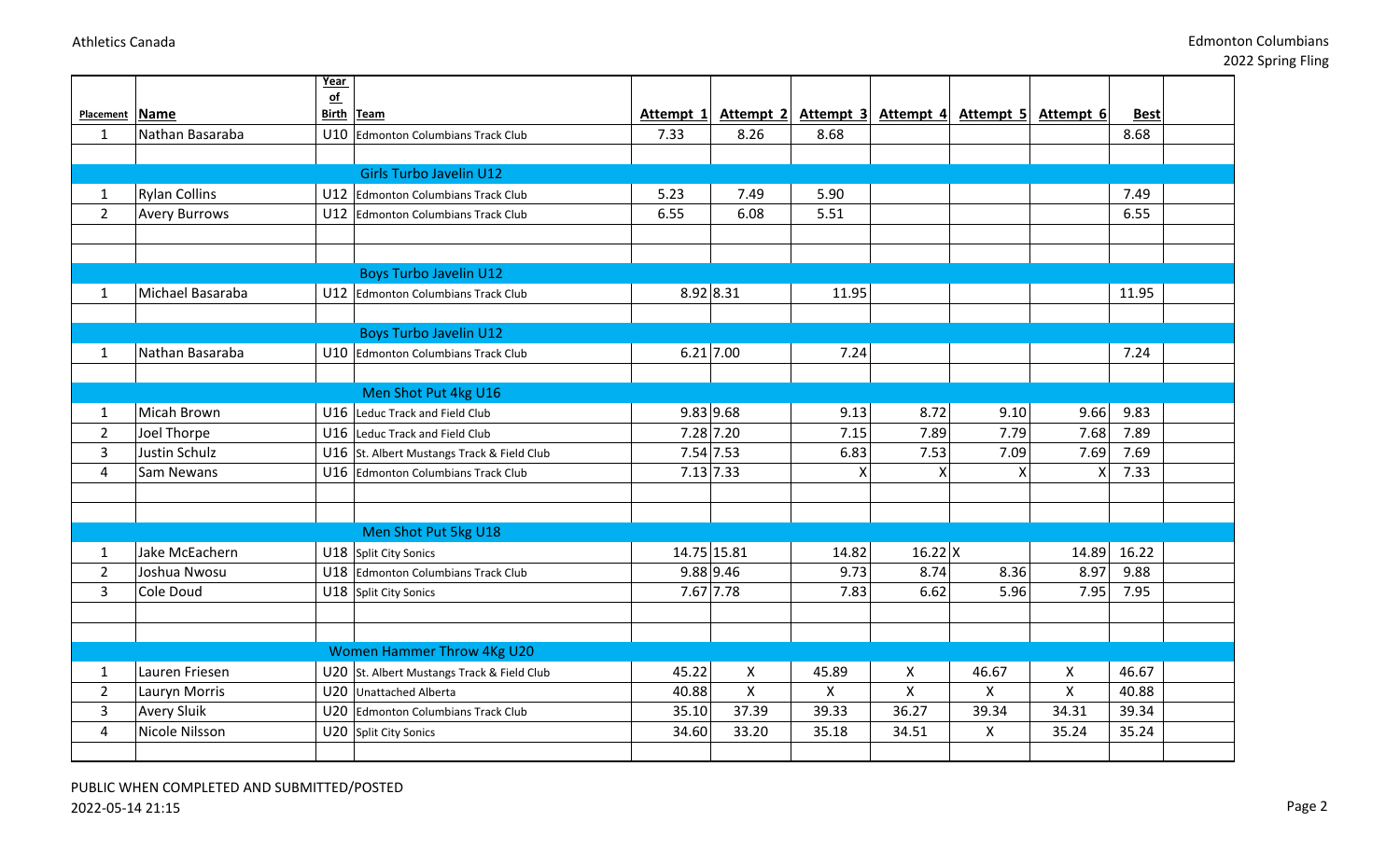| Placement | Name | Year of Birth | Team | Attempt 1 | Attempt 2 | Attempt 3 | Attempt 4 | Attempt 5 | Attempt 6 | Best | |
|---|---|---|---|---|---|---|---|---|---|---|---|
| 1 | Nathan Basaraba | U10 | Edmonton Columbians Track Club | 7.33 | 8.26 | 8.68 | | | | 8.68 | |
| | | | | | | | | | | | |
| | | | Girls Turbo Javelin U12 | | | | | | | | |
| 1 | Rylan Collins | U12 | Edmonton Columbians Track Club | 5.23 | 7.49 | 5.90 | | | | 7.49 | |
| 2 | Avery Burrows | U12 | Edmonton Columbians Track Club | 6.55 | 6.08 | 5.51 | | | | 6.55 | |
| | | | | | | | | | | | |
| | | | | | | | | | | | |
| | | | Boys Turbo Javelin U12 | | | | | | | | |
| 1 | Michael Basaraba | U12 | Edmonton Columbians Track Club | 8.92 | 8.31 | 11.95 | | | | 11.95 | |
| | | | | | | | | | | | |
| | | | Boys Turbo Javelin U12 | | | | | | | | |
| 1 | Nathan Basaraba | U10 | Edmonton Columbians Track Club | 6.21 | 7.00 | 7.24 | | | | 7.24 | |
| | | | | | | | | | | | |
| | | | Men Shot Put 4kg U16 | | | | | | | | |
| 1 | Micah Brown | U16 | Leduc Track and Field Club | 9.83 | 9.68 | 9.13 | 8.72 | 9.10 | 9.66 | 9.83 | |
| 2 | Joel Thorpe | U16 | Leduc Track and Field Club | 7.28 | 7.20 | 7.15 | 7.89 | 7.79 | 7.68 | 7.89 | |
| 3 | Justin Schulz | U16 | St. Albert Mustangs Track & Field Club | 7.54 | 7.53 | 6.83 | 7.53 | 7.09 | 7.69 | 7.69 | |
| 4 | Sam Newans | U16 | Edmonton Columbians Track Club | 7.13 | 7.33 | X | X | X | X | 7.33 | |
| | | | | | | | | | | | |
| | | | | | | | | | | | |
| | | | Men Shot Put 5kg U18 | | | | | | | | |
| 1 | Jake McEachern | U18 | Split City Sonics | 14.75 | 15.81 | 14.82 | 16.22 | X | 14.89 | 16.22 | |
| 2 | Joshua Nwosu | U18 | Edmonton Columbians Track Club | 9.88 | 9.46 | 9.73 | 8.74 | 8.36 | 8.97 | 9.88 | |
| 3 | Cole Doud | U18 | Split City Sonics | 7.67 | 7.78 | 7.83 | 6.62 | 5.96 | 7.95 | 7.95 | |
| | | | | | | | | | | | |
| | | | | | | | | | | | |
| | | | Women Hammer Throw 4Kg U20 | | | | | | | | |
| 1 | Lauren Friesen | U20 | St. Albert Mustangs Track & Field Club | 45.22 | X | 45.89 | X | 46.67 | X | 46.67 | |
| 2 | Lauryn Morris | U20 | Unattached Alberta | 40.88 | X | X | X | X | X | 40.88 | |
| 3 | Avery Sluik | U20 | Edmonton Columbians Track Club | 35.10 | 37.39 | 39.33 | 36.27 | 39.34 | 34.31 | 39.34 | |
| 4 | Nicole Nilsson | U20 | Split City Sonics | 34.60 | 33.20 | 35.18 | 34.51 | X | 35.24 | 35.24 | |
| | | | | | | | | | | | |

PUBLIC WHEN COMPLETED AND SUBMITTED/POSTED
2022-05-14 21:15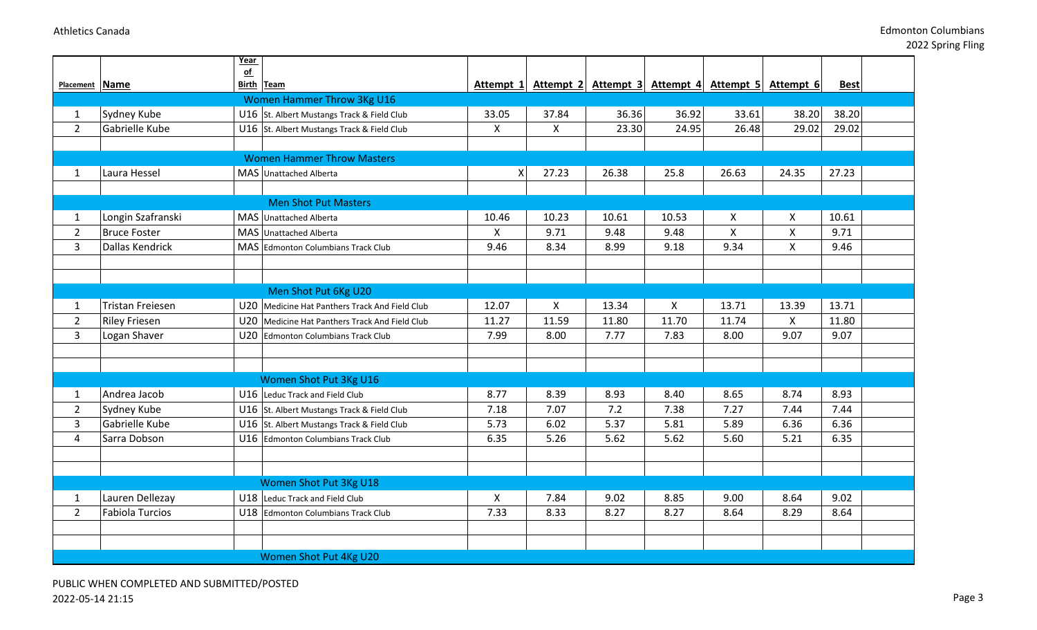| Placement | Name | Year of Birth | Team | Attempt 1 | Attempt 2 | Attempt 3 | Attempt 4 | Attempt 5 | Attempt 6 | Best | |
|---|---|---|---|---|---|---|---|---|---|---|---|
| | | | Women Hammer Throw 3Kg U16 | | | | | | | | |
| 1 | Sydney Kube | U16 | St. Albert Mustangs Track & Field Club | 33.05 | 37.84 | 36.36 | 36.92 | 33.61 | 38.20 | 38.20 | |
| 2 | Gabrielle Kube | U16 | St. Albert Mustangs Track & Field Club | X | X | 23.30 | 24.95 | 26.48 | 29.02 | 29.02 | |
| | | | | | | | | | | | |
| | | | Women Hammer Throw Masters | | | | | | | | |
| 1 | Laura Hessel | MAS | Unattached Alberta | X | 27.23 | 26.38 | 25.8 | 26.63 | 24.35 | 27.23 | |
| | | | | | | | | | | | |
| | | | Men Shot Put Masters | | | | | | | | |
| 1 | Longin Szafranski | MAS | Unattached Alberta | 10.46 | 10.23 | 10.61 | 10.53 | X | X | 10.61 | |
| 2 | Bruce Foster | MAS | Unattached Alberta | X | 9.71 | 9.48 | 9.48 | X | X | 9.71 | |
| 3 | Dallas Kendrick | MAS | Edmonton Columbians Track Club | 9.46 | 8.34 | 8.99 | 9.18 | 9.34 | X | 9.46 | |
| | | | | | | | | | | | |
| | | | | | | | | | | | |
| | | | Men Shot Put 6Kg U20 | | | | | | | | |
| 1 | Tristan Freiesen | U20 | Medicine Hat Panthers Track And Field Club | 12.07 | X | 13.34 | X | 13.71 | 13.39 | 13.71 | |
| 2 | Riley Friesen | U20 | Medicine Hat Panthers Track And Field Club | 11.27 | 11.59 | 11.80 | 11.70 | 11.74 | X | 11.80 | |
| 3 | Logan Shaver | U20 | Edmonton Columbians Track Club | 7.99 | 8.00 | 7.77 | 7.83 | 8.00 | 9.07 | 9.07 | |
| | | | | | | | | | | | |
| | | | | | | | | | | | |
| | | | Women Shot Put 3Kg U16 | | | | | | | | |
| 1 | Andrea Jacob | U16 | Leduc Track and Field Club | 8.77 | 8.39 | 8.93 | 8.40 | 8.65 | 8.74 | 8.93 | |
| 2 | Sydney Kube | U16 | St. Albert Mustangs Track & Field Club | 7.18 | 7.07 | 7.2 | 7.38 | 7.27 | 7.44 | 7.44 | |
| 3 | Gabrielle Kube | U16 | St. Albert Mustangs Track & Field Club | 5.73 | 6.02 | 5.37 | 5.81 | 5.89 | 6.36 | 6.36 | |
| 4 | Sarra Dobson | U16 | Edmonton Columbians Track Club | 6.35 | 5.26 | 5.62 | 5.62 | 5.60 | 5.21 | 6.35 | |
| | | | | | | | | | | | |
| | | | | | | | | | | | |
| | | | Women Shot Put 3Kg U18 | | | | | | | | |
| 1 | Lauren Dellezay | U18 | Leduc Track and Field Club | X | 7.84 | 9.02 | 8.85 | 9.00 | 8.64 | 9.02 | |
| 2 | Fabiola Turcios | U18 | Edmonton Columbians Track Club | 7.33 | 8.33 | 8.27 | 8.27 | 8.64 | 8.29 | 8.64 | |
| | | | | | | | | | | | |
| | | | | | | | | | | | |
| | | | Women Shot Put 4Kg U20 | | | | | | | | |

PUBLIC WHEN COMPLETED AND SUBMITTED/POSTED
2022-05-14 21:15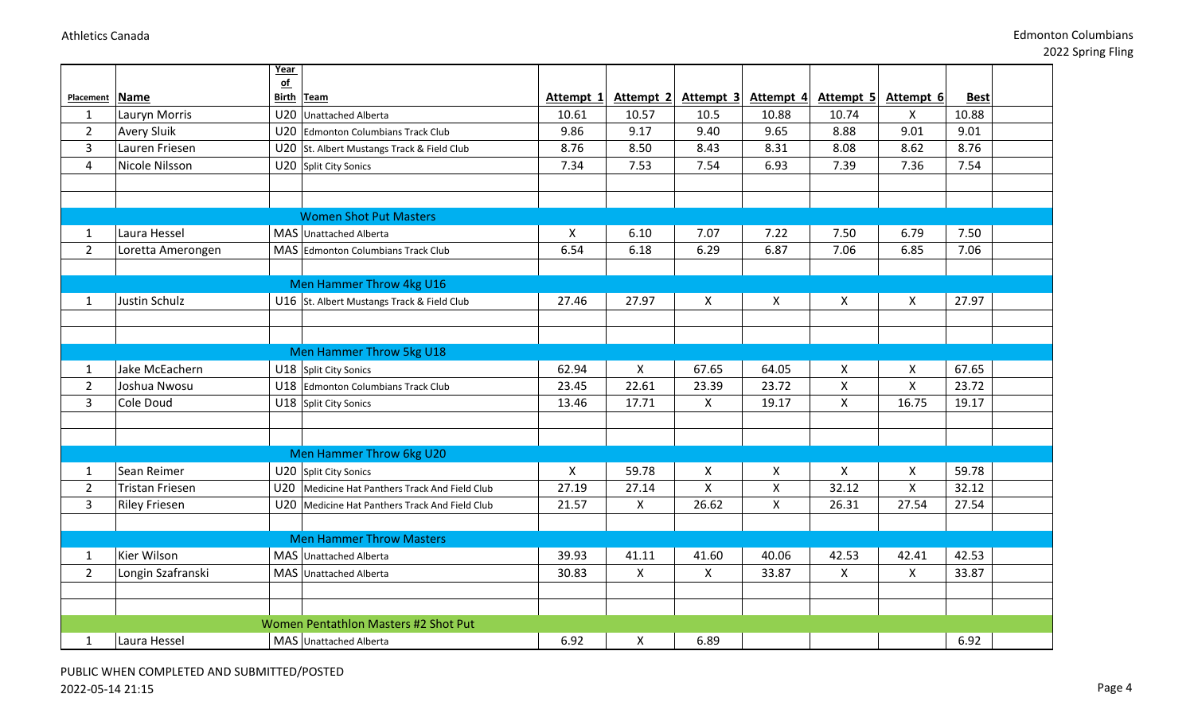| Placement | Name | Year of Birth | Team | Attempt 1 | Attempt 2 | Attempt 3 | Attempt 4 | Attempt 5 | Attempt 6 | Best | |
|---|---|---|---|---|---|---|---|---|---|---|---|
| 1 | Lauryn Morris | U20 | Unattached Alberta | 10.61 | 10.57 | 10.5 | 10.88 | 10.74 | X | 10.88 | |
| 2 | Avery Sluik | U20 | Edmonton Columbians Track Club | 9.86 | 9.17 | 9.40 | 9.65 | 8.88 | 9.01 | 9.01 | |
| 3 | Lauren Friesen | U20 | St. Albert Mustangs Track & Field Club | 8.76 | 8.50 | 8.43 | 8.31 | 8.08 | 8.62 | 8.76 | |
| 4 | Nicole Nilsson | U20 | Split City Sonics | 7.34 | 7.53 | 7.54 | 6.93 | 7.39 | 7.36 | 7.54 | |
| | | | | | | | | | | | |
| | | | | | | | | | | | |
| | | | **Women Shot Put Masters** | | | | | | | | |
| 1 | Laura Hessel | MAS | Unattached Alberta | X | 6.10 | 7.07 | 7.22 | 7.50 | 6.79 | 7.50 | |
| 2 | Loretta Amerongen | MAS | Edmonton Columbians Track Club | 6.54 | 6.18 | 6.29 | 6.87 | 7.06 | 6.85 | 7.06 | |
| | | | | | | | | | | | |
| | | | **Men Hammer Throw 4kg U16** | | | | | | | | |
| 1 | Justin Schulz | U16 | St. Albert Mustangs Track & Field Club | 27.46 | 27.97 | X | X | X | X | 27.97 | |
| | | | | | | | | | | | |
| | | | | | | | | | | | |
| | | | **Men Hammer Throw 5kg U18** | | | | | | | | |
| 1 | Jake McEachern | U18 | Split City Sonics | 62.94 | X | 67.65 | 64.05 | X | X | 67.65 | |
| 2 | Joshua Nwosu | U18 | Edmonton Columbians Track Club | 23.45 | 22.61 | 23.39 | 23.72 | X | X | 23.72 | |
| 3 | Cole Doud | U18 | Split City Sonics | 13.46 | 17.71 | X | 19.17 | X | 16.75 | 19.17 | |
| | | | | | | | | | | | |
| | | | | | | | | | | | |
| | | | **Men Hammer Throw 6kg U20** | | | | | | | | |
| 1 | Sean Reimer | U20 | Split City Sonics | X | 59.78 | X | X | X | X | 59.78 | |
| 2 | Tristan Friesen | U20 | Medicine Hat Panthers Track And Field Club | 27.19 | 27.14 | X | X | 32.12 | X | 32.12 | |
| 3 | Riley Friesen | U20 | Medicine Hat Panthers Track And Field Club | 21.57 | X | 26.62 | X | 26.31 | 27.54 | 27.54 | |
| | | | | | | | | | | | |
| | | | **Men Hammer Throw Masters** | | | | | | | | |
| 1 | Kier Wilson | MAS | Unattached Alberta | 39.93 | 41.11 | 41.60 | 40.06 | 42.53 | 42.41 | 42.53 | |
| 2 | Longin Szafranski | MAS | Unattached Alberta | 30.83 | X | X | 33.87 | X | X | 33.87 | |
| | | | | | | | | | | | |
| | | | | | | | | | | | |
| | | | **Women Pentathlon Masters #2 Shot Put** | | | | | | | | |
| 1 | Laura Hessel | MAS | Unattached Alberta | 6.92 | X | 6.89 | | | | 6.92 | |

PUBLIC WHEN COMPLETED AND SUBMITTED/POSTED
2022-05-14 21:15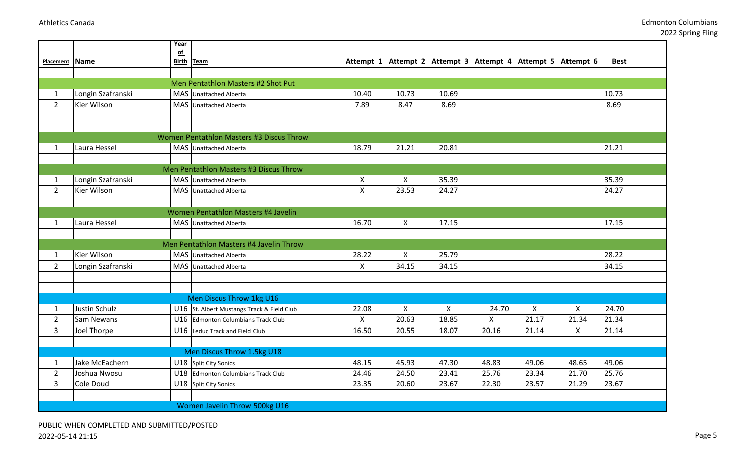| Placement | Name | Year of Birth | Team | Attempt 1 | Attempt 2 | Attempt 3 | Attempt 4 | Attempt 5 | Attempt 6 | Best | |
|---|---|---|---|---|---|---|---|---|---|---|---|
| | | | | | | | | | | | |
| | | | Men Pentathlon Masters #2 Shot Put | | | | | | | | |
| 1 | Longin Szafranski | MAS | Unattached Alberta | 10.40 | 10.73 | 10.69 | | | | 10.73 | |
| 2 | Kier Wilson | MAS | Unattached Alberta | 7.89 | 8.47 | 8.69 | | | | 8.69 | |
| | | | | | | | | | | | |
| | | | | | | | | | | | |
| | | | Women Pentathlon Masters #3 Discus Throw | | | | | | | | |
| 1 | Laura Hessel | MAS | Unattached Alberta | 18.79 | 21.21 | 20.81 | | | | 21.21 | |
| | | | | | | | | | | | |
| | | | Men Pentathlon Masters #3 Discus Throw | | | | | | | | |
| 1 | Longin Szafranski | MAS | Unattached Alberta | X | X | 35.39 | | | | 35.39 | |
| 2 | Kier Wilson | MAS | Unattached Alberta | X | 23.53 | 24.27 | | | | 24.27 | |
| | | | | | | | | | | | |
| | | | Women Pentathlon Masters #4 Javelin | | | | | | | | |
| 1 | Laura Hessel | MAS | Unattached Alberta | 16.70 | X | 17.15 | | | | 17.15 | |
| | | | | | | | | | | | |
| | | | Men Pentathlon Masters #4 Javelin Throw | | | | | | | | |
| 1 | Kier Wilson | MAS | Unattached Alberta | 28.22 | X | 25.79 | | | | 28.22 | |
| 2 | Longin Szafranski | MAS | Unattached Alberta | X | 34.15 | 34.15 | | | | 34.15 | |
| | | | | | | | | | | | |
| | | | | | | | | | | | |
| | | | Men Discus Throw 1kg U16 | | | | | | | | |
| 1 | Justin Schulz | U16 | St. Albert Mustangs Track & Field Club | 22.08 | X | X | 24.70 | X | X | 24.70 | |
| 2 | Sam Newans | U16 | Edmonton Columbians Track Club | X | 20.63 | 18.85 | X | 21.17 | 21.34 | 21.34 | |
| 3 | Joel Thorpe | U16 | Leduc Track and Field Club | 16.50 | 20.55 | 18.07 | 20.16 | 21.14 | X | 21.14 | |
| | | | | | | | | | | | |
| | | | Men Discus Throw 1.5kg U18 | | | | | | | | |
| 1 | Jake McEachern | U18 | Split City Sonics | 48.15 | 45.93 | 47.30 | 48.83 | 49.06 | 48.65 | 49.06 | |
| 2 | Joshua Nwosu | U18 | Edmonton Columbians Track Club | 24.46 | 24.50 | 23.41 | 25.76 | 23.34 | 21.70 | 25.76 | |
| 3 | Cole Doud | U18 | Split City Sonics | 23.35 | 20.60 | 23.67 | 22.30 | 23.57 | 21.29 | 23.67 | |
| | | | | | | | | | | | |
| | | | Women Javelin Throw 500kg U16 | | | | | | | | |

PUBLIC WHEN COMPLETED AND SUBMITTED/POSTED
2022-05-14 21:15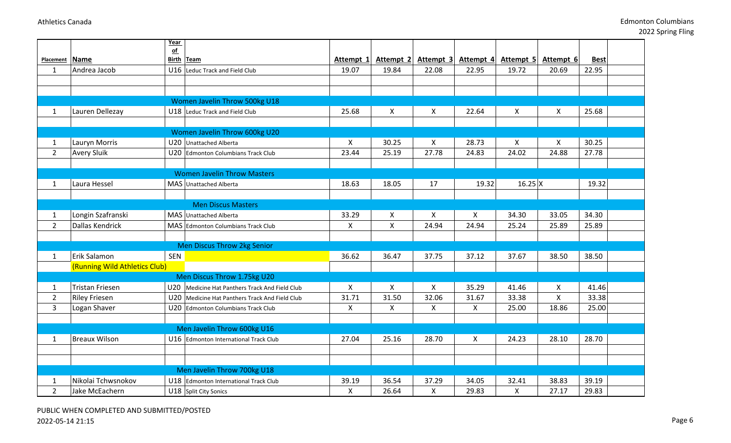| Placement | Name | Year of Birth | Team | Attempt 1 | Attempt 2 | Attempt 3 | Attempt 4 | Attempt 5 | Attempt 6 | Best | |
|---|---|---|---|---|---|---|---|---|---|---|---|
| 1 | Andrea Jacob | U16 | Leduc Track and Field Club | 19.07 | 19.84 | 22.08 | 22.95 | 19.72 | 20.69 | 22.95 | |
| | | | | | | | | | | | |
| | | | | | | | | | | | |
| | | | Women Javelin Throw 500kg U18 | | | | | | | | |
| 1 | Lauren Dellezay | U18 | Leduc Track and Field Club | 25.68 | X | X | 22.64 | X | X | 25.68 | |
| | | | | | | | | | | | |
| | | | Women Javelin Throw 600kg U20 | | | | | | | | |
| 1 | Lauryn Morris | U20 | Unattached Alberta | X | 30.25 | X | 28.73 | X | X | 30.25 | |
| 2 | Avery Sluik | U20 | Edmonton Columbians Track Club | 23.44 | 25.19 | 27.78 | 24.83 | 24.02 | 24.88 | 27.78 | |
| | | | | | | | | | | | |
| | | | Women Javelin Throw Masters | | | | | | | | |
| 1 | Laura Hessel | MAS | Unattached Alberta | 18.63 | 18.05 | 17 | 19.32 | 16.25 | X | 19.32 | |
| | | | | | | | | | | | |
| | | | Men Discus Masters | | | | | | | | |
| 1 | Longin Szafranski | MAS | Unattached Alberta | 33.29 | X | X | X | 34.30 | 33.05 | 34.30 | |
| 2 | Dallas Kendrick | MAS | Edmonton Columbians Track Club | X | X | 24.94 | 24.94 | 25.24 | 25.89 | 25.89 | |
| | | | | | | | | | | | |
| | | | Men Discus Throw 2kg Senior | | | | | | | | |
| 1 | Erik Salamon | SEN | | 36.62 | 36.47 | 37.75 | 37.12 | 37.67 | 38.50 | 38.50 | |
| | (Running Wild Athletics Club) | | | | | | | | | | |
| | | | Men Discus Throw 1.75kg U20 | | | | | | | | |
| 1 | Tristan Friesen | U20 | Medicine Hat Panthers Track And Field Club | X | X | X | 35.29 | 41.46 | X | 41.46 | |
| 2 | Riley Friesen | U20 | Medicine Hat Panthers Track And Field Club | 31.71 | 31.50 | 32.06 | 31.67 | 33.38 | X | 33.38 | |
| 3 | Logan Shaver | U20 | Edmonton Columbians Track Club | X | X | X | X | 25.00 | 18.86 | 25.00 | |
| | | | | | | | | | | | |
| | | | Men Javelin Throw 600kg U16 | | | | | | | | |
| 1 | Breaux Wilson | U16 | Edmonton International Track Club | 27.04 | 25.16 | 28.70 | X | 24.23 | 28.10 | 28.70 | |
| | | | | | | | | | | | |
| | | | | | | | | | | | |
| | | | Men Javelin Throw 700kg U18 | | | | | | | | |
| 1 | Nikolai Tchwsnokov | U18 | Edmonton International Track Club | 39.19 | 36.54 | 37.29 | 34.05 | 32.41 | 38.83 | 39.19 | |
| 2 | Jake McEachern | U18 | Split City Sonics | X | 26.64 | X | 29.83 | X | 27.17 | 29.83 | |

PUBLIC WHEN COMPLETED AND SUBMITTED/POSTED

2022-05-14 21:15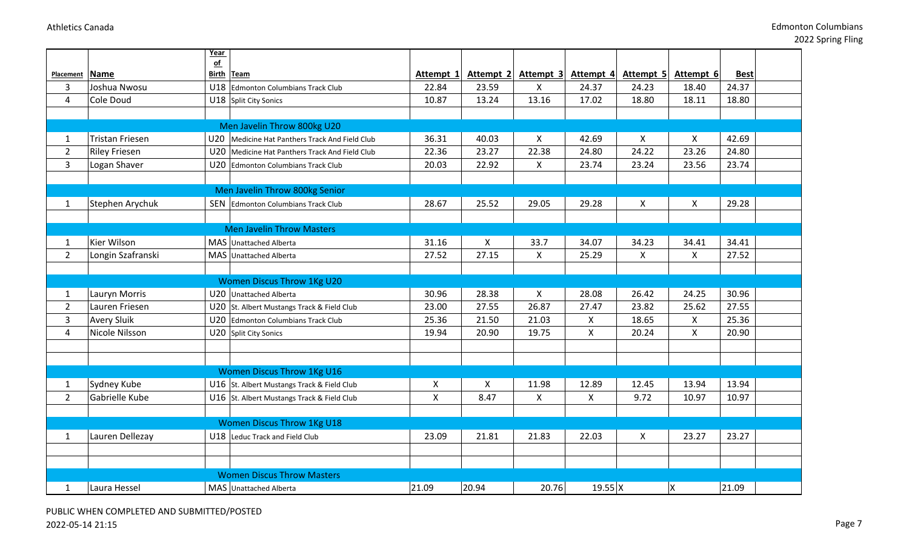| Placement | Name | Year of Birth | Team | Attempt 1 | Attempt 2 | Attempt 3 | Attempt 4 | Attempt 5 | Attempt 6 | Best | |
|---|---|---|---|---|---|---|---|---|---|---|---|
| 3 | Joshua Nwosu | U18 | Edmonton Columbians Track Club | 22.84 | 23.59 | X | 24.37 | 24.23 | 18.40 | 24.37 | |
| 4 | Cole Doud | U18 | Split City Sonics | 10.87 | 13.24 | 13.16 | 17.02 | 18.80 | 18.11 | 18.80 | |
| | | | | | | | | | | | |
| | | | Men Javelin Throw 800kg U20 | | | | | | | | |
| 1 | Tristan Friesen | U20 | Medicine Hat Panthers Track And Field Club | 36.31 | 40.03 | X | 42.69 | X | X | 42.69 | |
| 2 | Riley Friesen | U20 | Medicine Hat Panthers Track And Field Club | 22.36 | 23.27 | 22.38 | 24.80 | 24.22 | 23.26 | 24.80 | |
| 3 | Logan Shaver | U20 | Edmonton Columbians Track Club | 20.03 | 22.92 | X | 23.74 | 23.24 | 23.56 | 23.74 | |
| | | | | | | | | | | | |
| | | | Men Javelin Throw 800kg Senior | | | | | | | | |
| 1 | Stephen Arychuk | SEN | Edmonton Columbians Track Club | 28.67 | 25.52 | 29.05 | 29.28 | X | X | 29.28 | |
| | | | | | | | | | | | |
| | | | Men Javelin Throw Masters | | | | | | | | |
| 1 | Kier Wilson | MAS | Unattached Alberta | 31.16 | X | 33.7 | 34.07 | 34.23 | 34.41 | 34.41 | |
| 2 | Longin Szafranski | MAS | Unattached Alberta | 27.52 | 27.15 | X | 25.29 | X | X | 27.52 | |
| | | | | | | | | | | | |
| | | | Women Discus Throw 1Kg U20 | | | | | | | | |
| 1 | Lauryn Morris | U20 | Unattached Alberta | 30.96 | 28.38 | X | 28.08 | 26.42 | 24.25 | 30.96 | |
| 2 | Lauren Friesen | U20 | St. Albert Mustangs Track & Field Club | 23.00 | 27.55 | 26.87 | 27.47 | 23.82 | 25.62 | 27.55 | |
| 3 | Avery Sluik | U20 | Edmonton Columbians Track Club | 25.36 | 21.50 | 21.03 | X | 18.65 | X | 25.36 | |
| 4 | Nicole Nilsson | U20 | Split City Sonics | 19.94 | 20.90 | 19.75 | X | 20.24 | X | 20.90 | |
| | | | | | | | | | | | |
| | | | | | | | | | | | |
| | | | Women Discus Throw 1Kg U16 | | | | | | | | |
| 1 | Sydney Kube | U16 | St. Albert Mustangs Track & Field Club | X | X | 11.98 | 12.89 | 12.45 | 13.94 | 13.94 | |
| 2 | Gabrielle Kube | U16 | St. Albert Mustangs Track & Field Club | X | 8.47 | X | X | 9.72 | 10.97 | 10.97 | |
| | | | | | | | | | | | |
| | | | Women Discus Throw 1Kg U18 | | | | | | | | |
| 1 | Lauren Dellezay | U18 | Leduc Track and Field Club | 23.09 | 21.81 | 21.83 | 22.03 | X | 23.27 | 23.27 | |
| | | | | | | | | | | | |
| | | | | | | | | | | | |
| | | | Women Discus Throw Masters | | | | | | | | |
| 1 | Laura Hessel | MAS | Unattached Alberta | 21.09 | 20.94 | 20.76 | 19.55 | X | X | 21.09 | |

PUBLIC WHEN COMPLETED AND SUBMITTED/POSTED
2022-05-14 21:15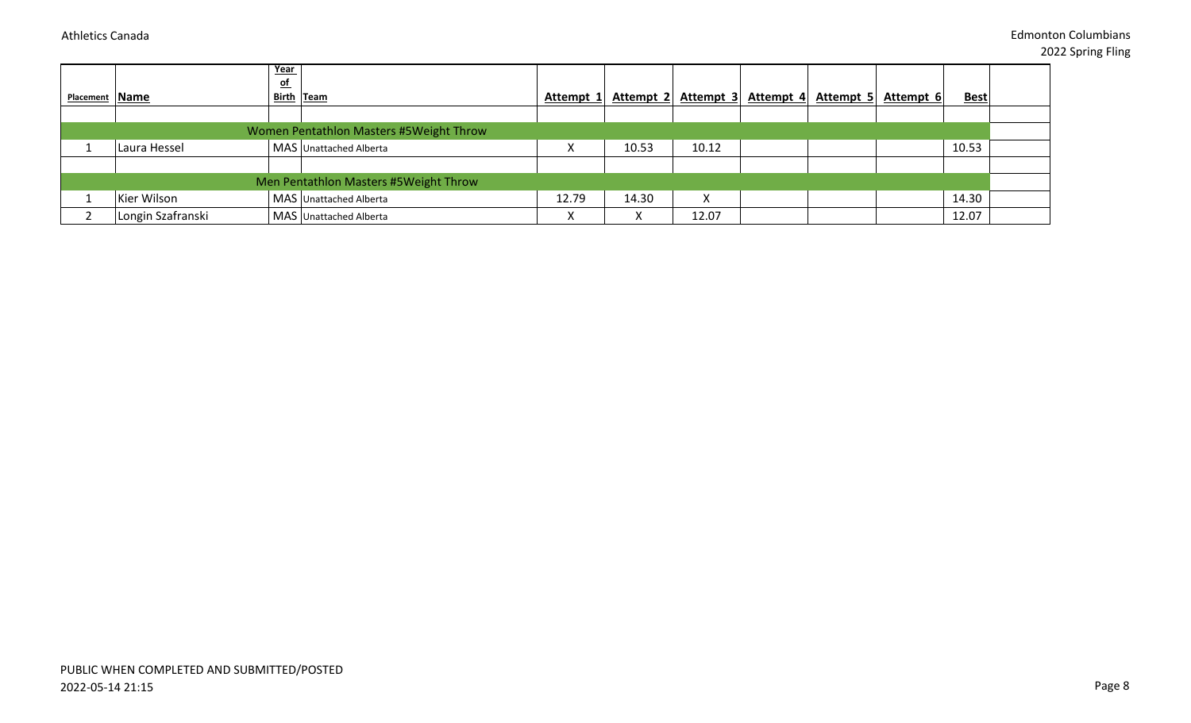| Placement | Name | Year of Birth | Team | Attempt 1 | Attempt 2 | Attempt 3 | Attempt 4 | Attempt 5 | Attempt 6 | Best | |
|---|---|---|---|---|---|---|---|---|---|---|---|
| | | | | | | | | | | | |
| | | | Women Pentathlon Masters #5Weight Throw | | | | | | | | |
| 1 | Laura Hessel | MAS | Unattached Alberta | X | 10.53 | 10.12 | | | | 10.53 | |
| | | | | | | | | | | | |
| | | | Men Pentathlon Masters #5Weight Throw | | | | | | | | |
| 1 | Kier Wilson | MAS | Unattached Alberta | 12.79 | 14.30 | X | | | | 14.30 | |
| 2 | Longin Szafranski | MAS | Unattached Alberta | X | X | 12.07 | | | | 12.07 | |

PUBLIC WHEN COMPLETED AND SUBMITTED/POSTED
2022-05-14 21:15